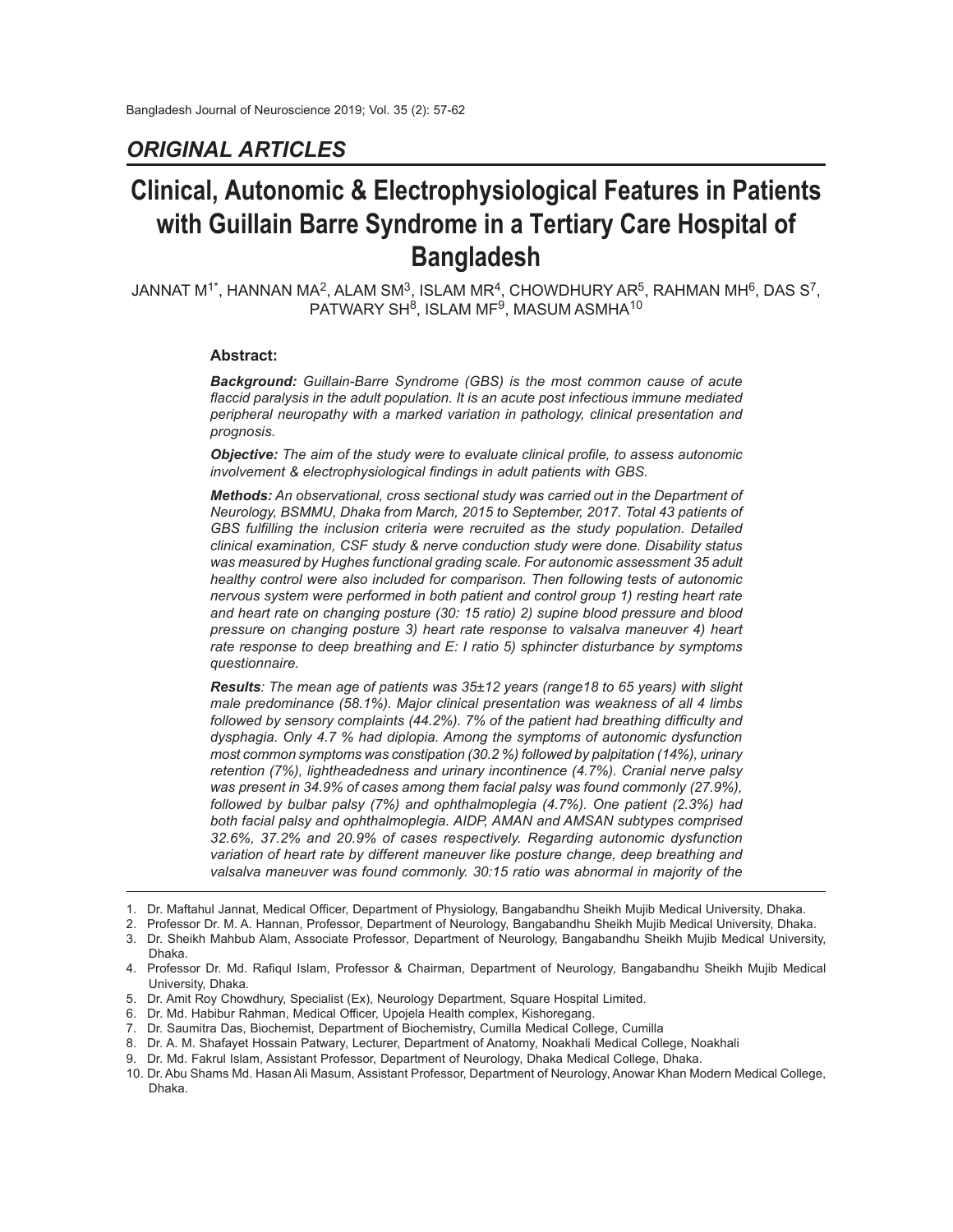## ORIGINAL ARTICLES

# Clinical, Autonomic & Electrophysiological Features in Patients with Guillain Barre Syndrome in a Tertiary Care Hospital of Bangladesh

JANNAT M[1*], HANNAN MA[2], ALAM SM[3], ISLAM MR[4], CHOWDHURY AR[5], RAHMAN MH[6], DAS S[7], PATWARY SH[8], ISLAM MF[9], MASUM ASMHA[10]

### Abstract:

***Background:*** *Guillain-Barre Syndrome (GBS) is the most common cause of acute flaccid paralysis in the adult population. It is an acute post infectious immune mediated peripheral neuropathy with a marked variation in pathology, clinical presentation and prognosis.*

***Objective:*** *The aim of the study were to evaluate clinical profile, to assess autonomic involvement & electrophysiological findings in adult patients with GBS.*

***Methods:*** *An observational, cross sectional study was carried out in the Department of Neurology, BSMMU, Dhaka from March, 2015 to September, 2017. Total 43 patients of GBS fulfilling the inclusion criteria were recruited as the study population. Detailed clinical examination, CSF study & nerve conduction study were done. Disability status was measured by Hughes functional grading scale. For autonomic assessment 35 adult healthy control were also included for comparison. Then following tests of autonomic nervous system were performed in both patient and control group 1) resting heart rate and heart rate on changing posture (30: 15 ratio) 2) supine blood pressure and blood pressure on changing posture 3) heart rate response to valsalva maneuver 4) heart rate response to deep breathing and E: I ratio 5) sphincter disturbance by symptoms questionnaire.*

***Results****: The mean age of patients was 35±12 years (range18 to 65 years) with slight male predominance (58.1%). Major clinical presentation was weakness of all 4 limbs followed by sensory complaints (44.2%). 7% of the patient had breathing difficulty and dysphagia. Only 4.7 % had diplopia. Among the symptoms of autonomic dysfunction most common symptoms was constipation (30.2 %) followed by palpitation (14%), urinary retention (7%), lightheadedness and urinary incontinence (4.7%). Cranial nerve palsy was present in 34.9% of cases among them facial palsy was found commonly (27.9%), followed by bulbar palsy (7%) and ophthalmoplegia (4.7%). One patient (2.3%) had both facial palsy and ophthalmoplegia. AIDP, AMAN and AMSAN subtypes comprised 32.6%, 37.2% and 20.9% of cases respectively. Regarding autonomic dysfunction variation of heart rate by different maneuver like posture change, deep breathing and valsalva maneuver was found commonly. 30:15 ratio was abnormal in majority of the*

---

1. Dr. Maftahul Jannat, Medical Officer, Department of Physiology, Bangabandhu Sheikh Mujib Medical University, Dhaka.
2. Professor Dr. M. A. Hannan, Professor, Department of Neurology, Bangabandhu Sheikh Mujib Medical University, Dhaka.
3. Dr. Sheikh Mahbub Alam, Associate Professor, Department of Neurology, Bangabandhu Sheikh Mujib Medical University, Dhaka.
4. Professor Dr. Md. Rafiqul Islam, Professor & Chairman, Department of Neurology, Bangabandhu Sheikh Mujib Medical University, Dhaka.
5. Dr. Amit Roy Chowdhury, Specialist (Ex), Neurology Department, Square Hospital Limited.
6. Dr. Md. Habibur Rahman, Medical Officer, Upojela Health complex, Kishoregang.
7. Dr. Saumitra Das, Biochemist, Department of Biochemistry, Cumilla Medical College, Cumilla
8. Dr. A. M. Shafayet Hossain Patwary, Lecturer, Department of Anatomy, Noakhali Medical College, Noakhali
9. Dr. Md. Fakrul Islam, Assistant Professor, Department of Neurology, Dhaka Medical College, Dhaka.
10. Dr. Abu Shams Md. Hasan Ali Masum, Assistant Professor, Department of Neurology, Anowar Khan Modern Medical College, Dhaka.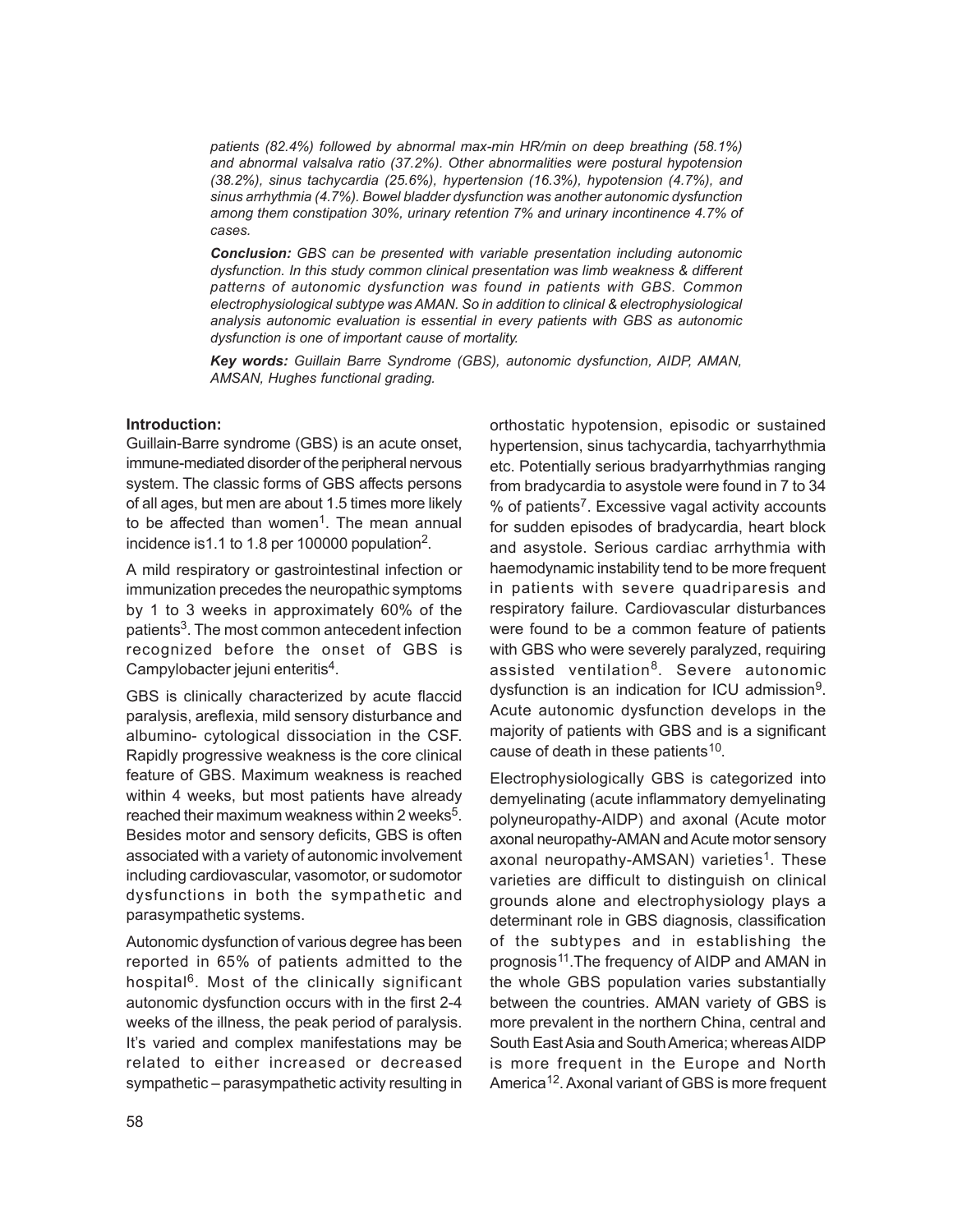*patients (82.4%) followed by abnormal max-min HR/min on deep breathing (58.1%) and abnormal valsalva ratio (37.2%). Other abnormalities were postural hypotension (38.2%), sinus tachycardia (25.6%), hypertension (16.3%), hypotension (4.7%), and sinus arrhythmia (4.7%). Bowel bladder dysfunction was another autonomic dysfunction among them constipation 30%, urinary retention 7% and urinary incontinence 4.7% of cases.*

***Conclusion:*** *GBS can be presented with variable presentation including autonomic dysfunction. In this study common clinical presentation was limb weakness & different patterns of autonomic dysfunction was found in patients with GBS. Common electrophysiological subtype was AMAN. So in addition to clinical & electrophysiological analysis autonomic evaluation is essential in every patients with GBS as autonomic dysfunction is one of important cause of mortality.*

***Key words:*** *Guillain Barre Syndrome (GBS), autonomic dysfunction, AIDP, AMAN, AMSAN, Hughes functional grading.*

**Introduction:**

Guillain-Barre syndrome (GBS) is an acute onset, immune-mediated disorder of the peripheral nervous system. The classic forms of GBS affects persons of all ages, but men are about 1.5 times more likely to be affected than women[1]. The mean annual incidence is1.1 to 1.8 per 100000 population[2].

A mild respiratory or gastrointestinal infection or immunization precedes the neuropathic symptoms by 1 to 3 weeks in approximately 60% of the patients[3]. The most common antecedent infection recognized before the onset of GBS is Campylobacter jejuni enteritis[4].

GBS is clinically characterized by acute flaccid paralysis, areflexia, mild sensory disturbance and albumino- cytological dissociation in the CSF. Rapidly progressive weakness is the core clinical feature of GBS. Maximum weakness is reached within 4 weeks, but most patients have already reached their maximum weakness within 2 weeks[5]. Besides motor and sensory deficits, GBS is often associated with a variety of autonomic involvement including cardiovascular, vasomotor, or sudomotor dysfunctions in both the sympathetic and parasympathetic systems.

Autonomic dysfunction of various degree has been reported in 65% of patients admitted to the hospital[6]. Most of the clinically significant autonomic dysfunction occurs with in the first 2-4 weeks of the illness, the peak period of paralysis. It's varied and complex manifestations may be related to either increased or decreased sympathetic – parasympathetic activity resulting in orthostatic hypotension, episodic or sustained hypertension, sinus tachycardia, tachyarrhythmia etc. Potentially serious bradyarrhythmias ranging from bradycardia to asystole were found in 7 to 34 % of patients[7]. Excessive vagal activity accounts for sudden episodes of bradycardia, heart block and asystole. Serious cardiac arrhythmia with haemodynamic instability tend to be more frequent in patients with severe quadriparesis and respiratory failure. Cardiovascular disturbances were found to be a common feature of patients with GBS who were severely paralyzed, requiring assisted ventilation[8]. Severe autonomic dysfunction is an indication for ICU admission[9]. Acute autonomic dysfunction develops in the majority of patients with GBS and is a significant cause of death in these patients[10].

Electrophysiologically GBS is categorized into demyelinating (acute inflammatory demyelinating polyneuropathy-AIDP) and axonal (Acute motor axonal neuropathy-AMAN and Acute motor sensory axonal neuropathy-AMSAN) varieties[1]. These varieties are difficult to distinguish on clinical grounds alone and electrophysiology plays a determinant role in GBS diagnosis, classification of the subtypes and in establishing the prognosis[11].The frequency of AIDP and AMAN in the whole GBS population varies substantially between the countries. AMAN variety of GBS is more prevalent in the northern China, central and South East Asia and South America; whereas AIDP is more frequent in the Europe and North America[12]. Axonal variant of GBS is more frequent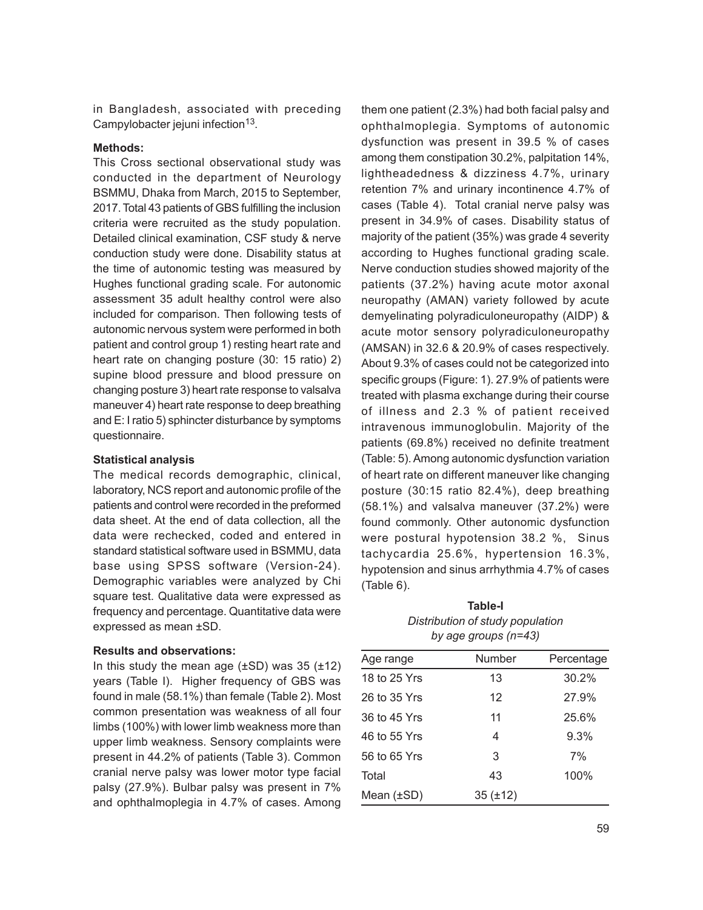in Bangladesh, associated with preceding Campylobacter jejuni infection[13].

### Methods:

This Cross sectional observational study was conducted in the department of Neurology BSMMU, Dhaka from March, 2015 to September, 2017. Total 43 patients of GBS fulfilling the inclusion criteria were recruited as the study population. Detailed clinical examination, CSF study & nerve conduction study were done. Disability status at the time of autonomic testing was measured by Hughes functional grading scale. For autonomic assessment 35 adult healthy control were also included for comparison. Then following tests of autonomic nervous system were performed in both patient and control group 1) resting heart rate and heart rate on changing posture (30: 15 ratio) 2) supine blood pressure and blood pressure on changing posture 3) heart rate response to valsalva maneuver 4) heart rate response to deep breathing and E: I ratio 5) sphincter disturbance by symptoms questionnaire.

### Statistical analysis

The medical records demographic, clinical, laboratory, NCS report and autonomic profile of the patients and control were recorded in the preformed data sheet. At the end of data collection, all the data were rechecked, coded and entered in standard statistical software used in BSMMU, data base using SPSS software (Version-24). Demographic variables were analyzed by Chi square test. Qualitative data were expressed as frequency and percentage. Quantitative data were expressed as mean ±SD.

### Results and observations:

In this study the mean age (±SD) was 35 (±12) years (Table I). Higher frequency of GBS was found in male (58.1%) than female (Table 2). Most common presentation was weakness of all four limbs (100%) with lower limb weakness more than upper limb weakness. Sensory complaints were present in 44.2% of patients (Table 3). Common cranial nerve palsy was lower motor type facial palsy (27.9%). Bulbar palsy was present in 7% and ophthalmoplegia in 4.7% of cases. Among them one patient (2.3%) had both facial palsy and ophthalmoplegia. Symptoms of autonomic dysfunction was present in 39.5 % of cases among them constipation 30.2%, palpitation 14%, lightheadedness & dizziness 4.7%, urinary retention 7% and urinary incontinence 4.7% of cases (Table 4). Total cranial nerve palsy was present in 34.9% of cases. Disability status of majority of the patient (35%) was grade 4 severity according to Hughes functional grading scale. Nerve conduction studies showed majority of the patients (37.2%) having acute motor axonal neuropathy (AMAN) variety followed by acute demyelinating polyradiculoneuropathy (AIDP) & acute motor sensory polyradiculoneuropathy (AMSAN) in 32.6 & 20.9% of cases respectively. About 9.3% of cases could not be categorized into specific groups (Figure: 1). 27.9% of patients were treated with plasma exchange during their course of illness and 2.3 % of patient received intravenous immunoglobulin. Majority of the patients (69.8%) received no definite treatment (Table: 5). Among autonomic dysfunction variation of heart rate on different maneuver like changing posture (30:15 ratio 82.4%), deep breathing (58.1%) and valsalva maneuver (37.2%) were found commonly. Other autonomic dysfunction were postural hypotension 38.2 %, Sinus tachycardia 25.6%, hypertension 16.3%, hypotension and sinus arrhythmia 4.7% of cases (Table 6).

**Table-I**
*Distribution of study population by age groups (n=43)*

| Age range | Number | Percentage |
|---|---|---|
| 18 to 25 Yrs | 13 | 30.2% |
| 26 to 35 Yrs | 12 | 27.9% |
| 36 to 45 Yrs | 11 | 25.6% |
| 46 to 55 Yrs | 4 | 9.3% |
| 56 to 65 Yrs | 3 | 7% |
| Total | 43 | 100% |
| Mean (±SD) | 35 (±12) | |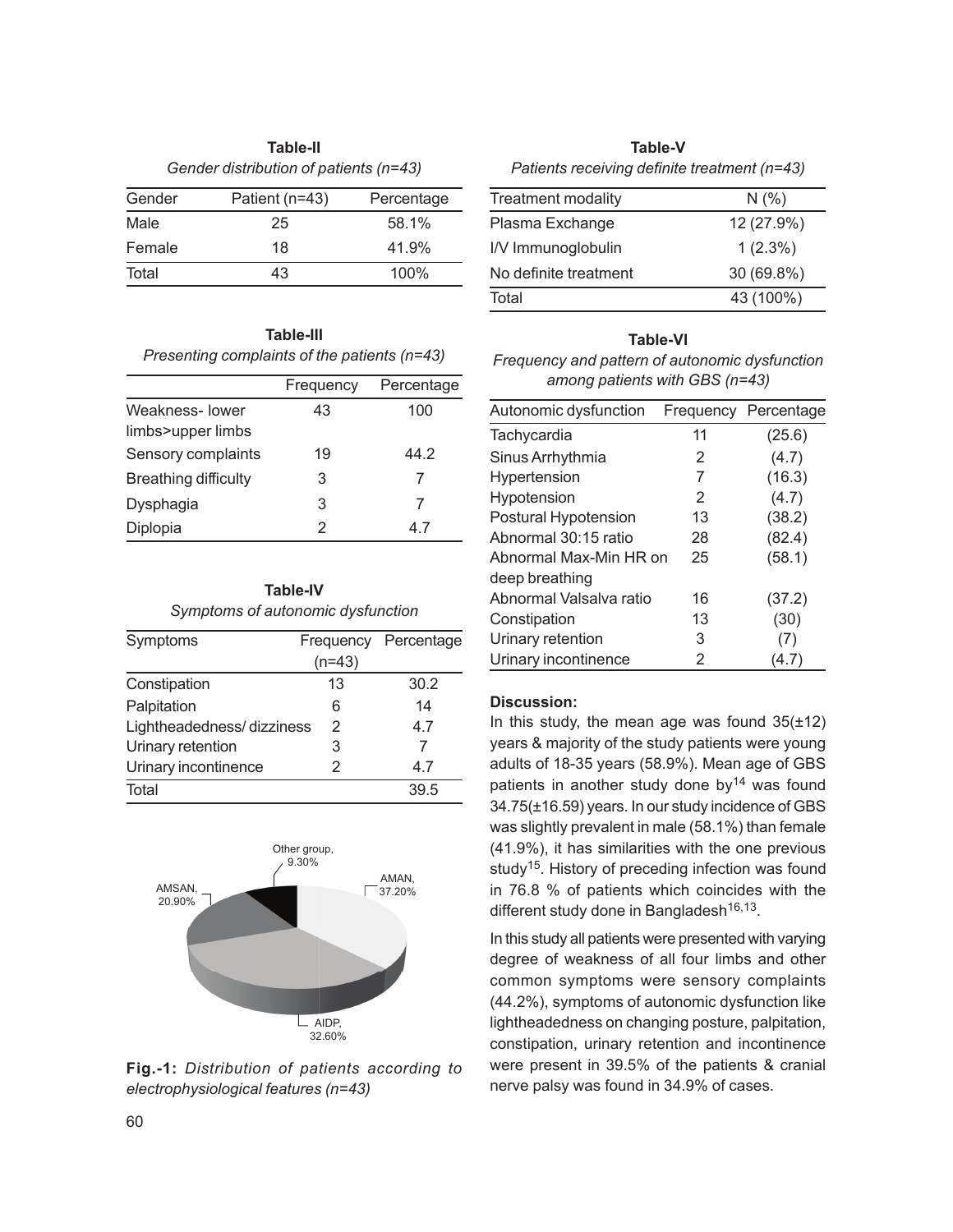**Table-II**

*Gender distribution of patients (n=43)*

| Gender | Patient (n=43) | Percentage |
|---|---|---|
| Male | 25 | 58.1% |
| Female | 18 | 41.9% |
| Total | 43 | 100% |

**Table-III**

*Presenting complaints of the patients (n=43)*

| | Frequency | Percentage |
|---|---|---|
| Weakness- lower limbs>upper limbs | 43 | 100 |
| Sensory complaints | 19 | 44.2 |
| Breathing difficulty | 3 | 7 |
| Dysphagia | 3 | 7 |
| Diplopia | 2 | 4.7 |

**Table-IV**

*Symptoms of autonomic dysfunction*

| Symptoms | Frequency (n=43) | Percentage |
|---|---|---|
| Constipation | 13 | 30.2 |
| Palpitation | 6 | 14 |
| Lightheadedness/ dizziness | 2 | 4.7 |
| Urinary retention | 3 | 7 |
| Urinary incontinence | 2 | 4.7 |
| Total | | 39.5 |

Other group, 9.30%; AMAN, 37.20%; AMSAN, 20.90%; AIDP, 32.60%

**Fig.-1:** *Distribution of patients according to electrophysiological features (n=43)*

**Table-V**

*Patients receiving definite treatment (n=43)*

| Treatment modality | N (%) |
|---|---|
| Plasma Exchange | 12 (27.9%) |
| I/V Immunoglobulin | 1 (2.3%) |
| No definite treatment | 30 (69.8%) |
| Total | 43 (100%) |

**Table-VI**

*Frequency and pattern of autonomic dysfunction among patients with GBS (n=43)*

| Autonomic dysfunction | Frequency | Percentage |
|---|---|---|
| Tachycardia | 11 | (25.6) |
| Sinus Arrhythmia | 2 | (4.7) |
| Hypertension | 7 | (16.3) |
| Hypotension | 2 | (4.7) |
| Postural Hypotension | 13 | (38.2) |
| Abnormal 30:15 ratio | 28 | (82.4) |
| Abnormal Max-Min HR on deep breathing | 25 | (58.1) |
| Abnormal Valsalva ratio | 16 | (37.2) |
| Constipation | 13 | (30) |
| Urinary retention | 3 | (7) |
| Urinary incontinence | 2 | (4.7) |

**Discussion:**

In this study, the mean age was found 35(±12) years & majority of the study patients were young adults of 18-35 years (58.9%). Mean age of GBS patients in another study done by[14] was found 34.75(±16.59) years. In our study incidence of GBS was slightly prevalent in male (58.1%) than female (41.9%), it has similarities with the one previous study[15]. History of preceding infection was found in 76.8 % of patients which coincides with the different study done in Bangladesh[16,13].

In this study all patients were presented with varying degree of weakness of all four limbs and other common symptoms were sensory complaints (44.2%), symptoms of autonomic dysfunction like lightheadedness on changing posture, palpitation, constipation, urinary retention and incontinence were present in 39.5% of the patients & cranial nerve palsy was found in 34.9% of cases.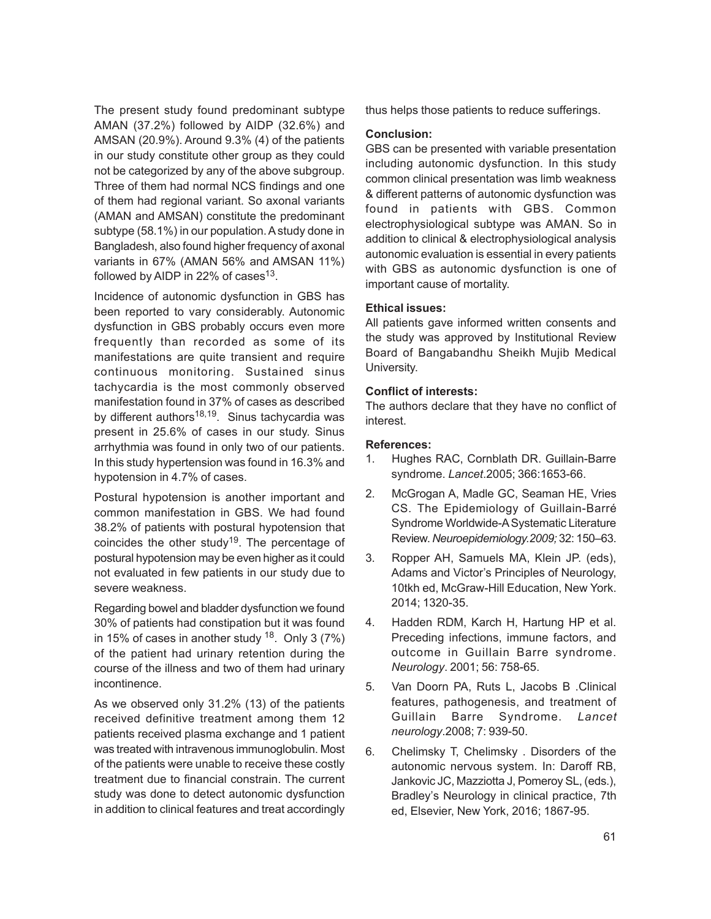The present study found predominant subtype AMAN (37.2%) followed by AIDP (32.6%) and AMSAN (20.9%). Around 9.3% (4) of the patients in our study constitute other group as they could not be categorized by any of the above subgroup. Three of them had normal NCS findings and one of them had regional variant. So axonal variants (AMAN and AMSAN) constitute the predominant subtype (58.1%) in our population. A study done in Bangladesh, also found higher frequency of axonal variants in 67% (AMAN 56% and AMSAN 11%) followed by AIDP in 22% of cases[13].

Incidence of autonomic dysfunction in GBS has been reported to vary considerably. Autonomic dysfunction in GBS probably occurs even more frequently than recorded as some of its manifestations are quite transient and require continuous monitoring. Sustained sinus tachycardia is the most commonly observed manifestation found in 37% of cases as described by different authors[18,19]. Sinus tachycardia was present in 25.6% of cases in our study. Sinus arrhythmia was found in only two of our patients. In this study hypertension was found in 16.3% and hypotension in 4.7% of cases.

Postural hypotension is another important and common manifestation in GBS. We had found 38.2% of patients with postural hypotension that coincides the other study[19]. The percentage of postural hypotension may be even higher as it could not evaluated in few patients in our study due to severe weakness.

Regarding bowel and bladder dysfunction we found 30% of patients had constipation but it was found in 15% of cases in another study [18]. Only 3 (7%) of the patient had urinary retention during the course of the illness and two of them had urinary incontinence.

As we observed only 31.2% (13) of the patients received definitive treatment among them 12 patients received plasma exchange and 1 patient was treated with intravenous immunoglobulin. Most of the patients were unable to receive these costly treatment due to financial constrain. The current study was done to detect autonomic dysfunction in addition to clinical features and treat accordingly thus helps those patients to reduce sufferings.

**Conclusion:**

GBS can be presented with variable presentation including autonomic dysfunction. In this study common clinical presentation was limb weakness & different patterns of autonomic dysfunction was found in patients with GBS. Common electrophysiological subtype was AMAN. So in addition to clinical & electrophysiological analysis autonomic evaluation is essential in every patients with GBS as autonomic dysfunction is one of important cause of mortality.

**Ethical issues:**

All patients gave informed written consents and the study was approved by Institutional Review Board of Bangabandhu Sheikh Mujib Medical University.

**Conflict of interests:**

The authors declare that they have no conflict of interest.

**References:**

1. Hughes RAC, Cornblath DR. Guillain-Barre syndrome. *Lancet*.2005; 366:1653-66.
2. McGrogan A, Madle GC, Seaman HE, Vries CS. The Epidemiology of Guillain-Barré Syndrome Worldwide-A Systematic Literature Review. *Neuroepidemiology.2009;* 32: 150–63.
3. Ropper AH, Samuels MA, Klein JP. (eds), Adams and Victor's Principles of Neurology, 10tkh ed, McGraw-Hill Education, New York. 2014; 1320-35.
4. Hadden RDM, Karch H, Hartung HP et al. Preceding infections, immune factors, and outcome in Guillain Barre syndrome. *Neurology*. 2001; 56: 758-65.
5. Van Doorn PA, Ruts L, Jacobs B .Clinical features, pathogenesis, and treatment of Guillain Barre Syndrome. *Lancet neurology*.2008; 7: 939-50.
6. Chelimsky T, Chelimsky . Disorders of the autonomic nervous system. In: Daroff RB, Jankovic JC, Mazziotta J, Pomeroy SL, (eds.), Bradley's Neurology in clinical practice, 7th ed, Elsevier, New York, 2016; 1867-95.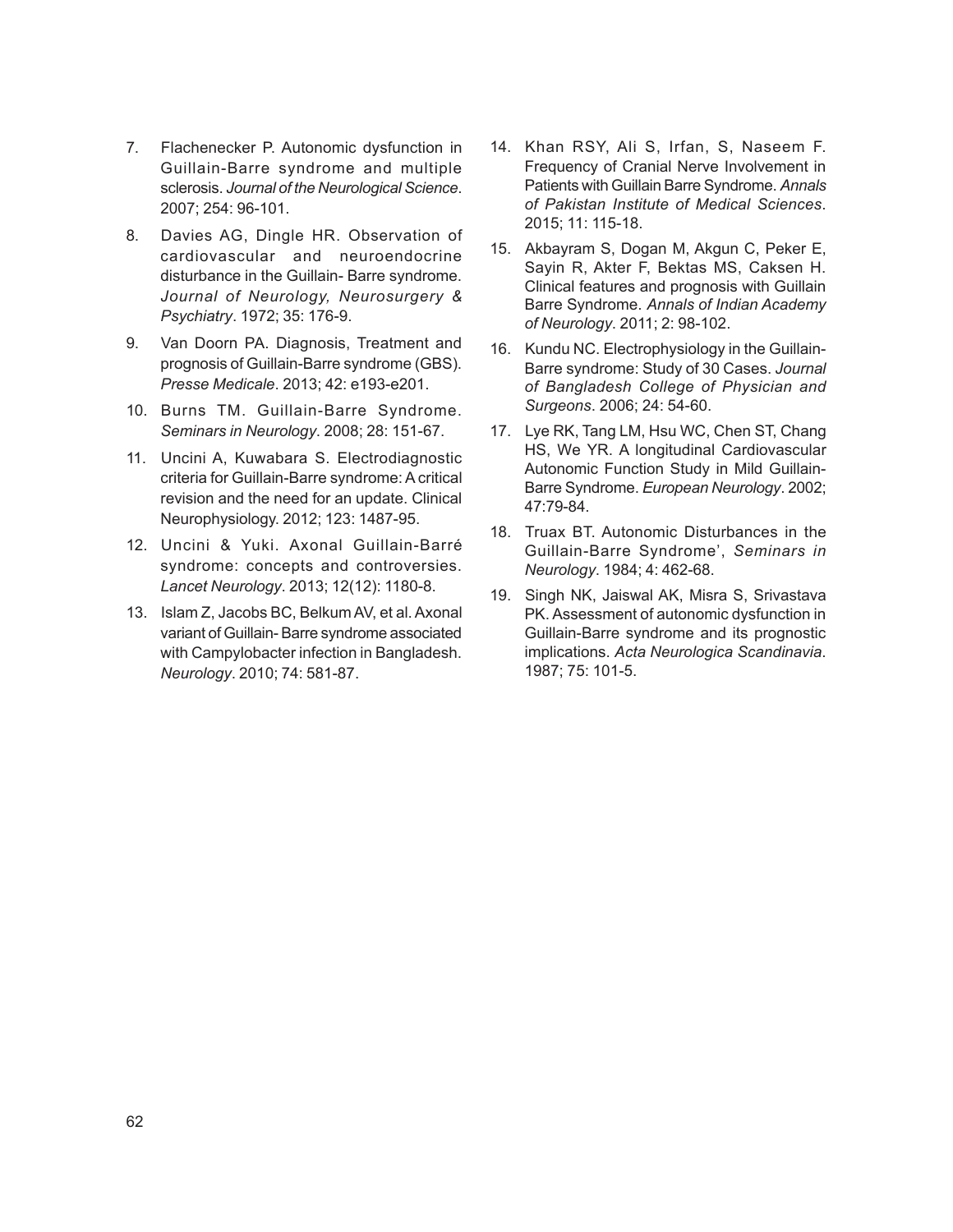7. Flachenecker P. Autonomic dysfunction in Guillain-Barre syndrome and multiple sclerosis. *Journal of the Neurological Science*. 2007; 254: 96-101.

8. Davies AG, Dingle HR. Observation of cardiovascular and neuroendocrine disturbance in the Guillain- Barre syndrome. *Journal of Neurology, Neurosurgery & Psychiatry*. 1972; 35: 176-9.

9. Van Doorn PA. Diagnosis, Treatment and prognosis of Guillain-Barre syndrome (GBS). *Presse Medicale*. 2013; 42: e193-e201.

10. Burns TM. Guillain-Barre Syndrome. *Seminars in Neurology*. 2008; 28: 151-67.

11. Uncini A, Kuwabara S. Electrodiagnostic criteria for Guillain-Barre syndrome: A critical revision and the need for an update. Clinical Neurophysiology. 2012; 123: 1487-95.

12. Uncini & Yuki. Axonal Guillain-Barré syndrome: concepts and controversies. *Lancet Neurology*. 2013; 12(12): 1180-8.

13. Islam Z, Jacobs BC, Belkum AV, et al. Axonal variant of Guillain- Barre syndrome associated with Campylobacter infection in Bangladesh. *Neurology*. 2010; 74: 581-87.

14. Khan RSY, Ali S, Irfan, S, Naseem F. Frequency of Cranial Nerve Involvement in Patients with Guillain Barre Syndrome. *Annals of Pakistan Institute of Medical Sciences*. 2015; 11: 115-18.

15. Akbayram S, Dogan M, Akgun C, Peker E, Sayin R, Akter F, Bektas MS, Caksen H. Clinical features and prognosis with Guillain Barre Syndrome. *Annals of Indian Academy of Neurology*. 2011; 2: 98-102.

16. Kundu NC. Electrophysiology in the Guillain-Barre syndrome: Study of 30 Cases. *Journal of Bangladesh College of Physician and Surgeons*. 2006; 24: 54-60.

17. Lye RK, Tang LM, Hsu WC, Chen ST, Chang HS, We YR. A longitudinal Cardiovascular Autonomic Function Study in Mild Guillain-Barre Syndrome. *European Neurology*. 2002; 47:79-84.

18. Truax BT. Autonomic Disturbances in the Guillain-Barre Syndrome', *Seminars in Neurology*. 1984; 4: 462-68.

19. Singh NK, Jaiswal AK, Misra S, Srivastava PK. Assessment of autonomic dysfunction in Guillain-Barre syndrome and its prognostic implications. *Acta Neurologica Scandinavia*. 1987; 75: 101-5.